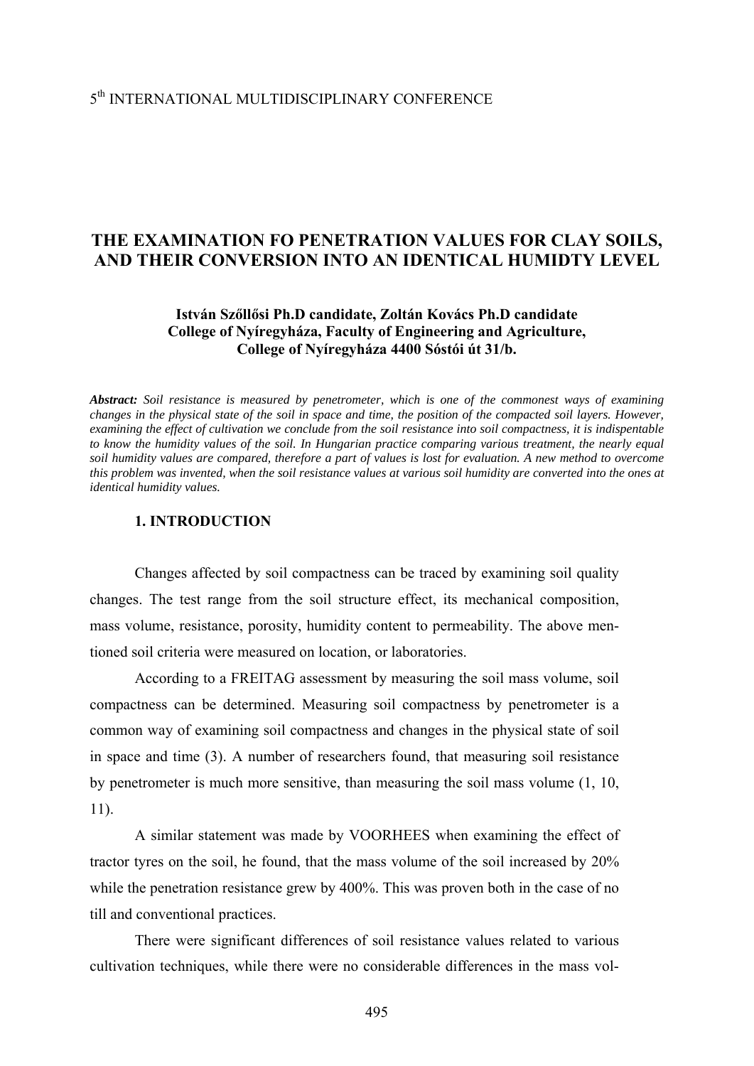# THE EXAMINATION FO PENETRATION VALUES FOR CLAY SOILS, AND THEIR CONVERSION INTO AN IDENTICAL HUMIDTY LEVEL

**István Szőllősi Ph.D candidate, Zoltán Kovács Ph.D candidate**
**College of Nyíregyháza, Faculty of Engineering and Agriculture,**
**College of Nyíregyháza 4400 Sóstói út 31/b.**

***Abstract:*** *Soil resistance is measured by penetrometer, which is one of the commonest ways of examining changes in the physical state of the soil in space and time, the position of the compacted soil layers. However, examining the effect of cultivation we conclude from the soil resistance into soil compactness, it is indispentable to know the humidity values of the soil. In Hungarian practice comparing various treatment, the nearly equal soil humidity values are compared, therefore a part of values is lost for evaluation. A new method to overcome this problem was invented, when the soil resistance values at various soil humidity are converted into the ones at identical humidity values.*

## 1. INTRODUCTION

Changes affected by soil compactness can be traced by examining soil quality changes. The test range from the soil structure effect, its mechanical composition, mass volume, resistance, porosity, humidity content to permeability. The above mentioned soil criteria were measured on location, or laboratories.

According to a FREITAG assessment by measuring the soil mass volume, soil compactness can be determined. Measuring soil compactness by penetrometer is a common way of examining soil compactness and changes in the physical state of soil in space and time (3). A number of researchers found, that measuring soil resistance by penetrometer is much more sensitive, than measuring the soil mass volume (1, 10, 11).

A similar statement was made by VOORHEES when examining the effect of tractor tyres on the soil, he found, that the mass volume of the soil increased by 20% while the penetration resistance grew by 400%. This was proven both in the case of no till and conventional practices.

There were significant differences of soil resistance values related to various cultivation techniques, while there were no considerable differences in the mass vol-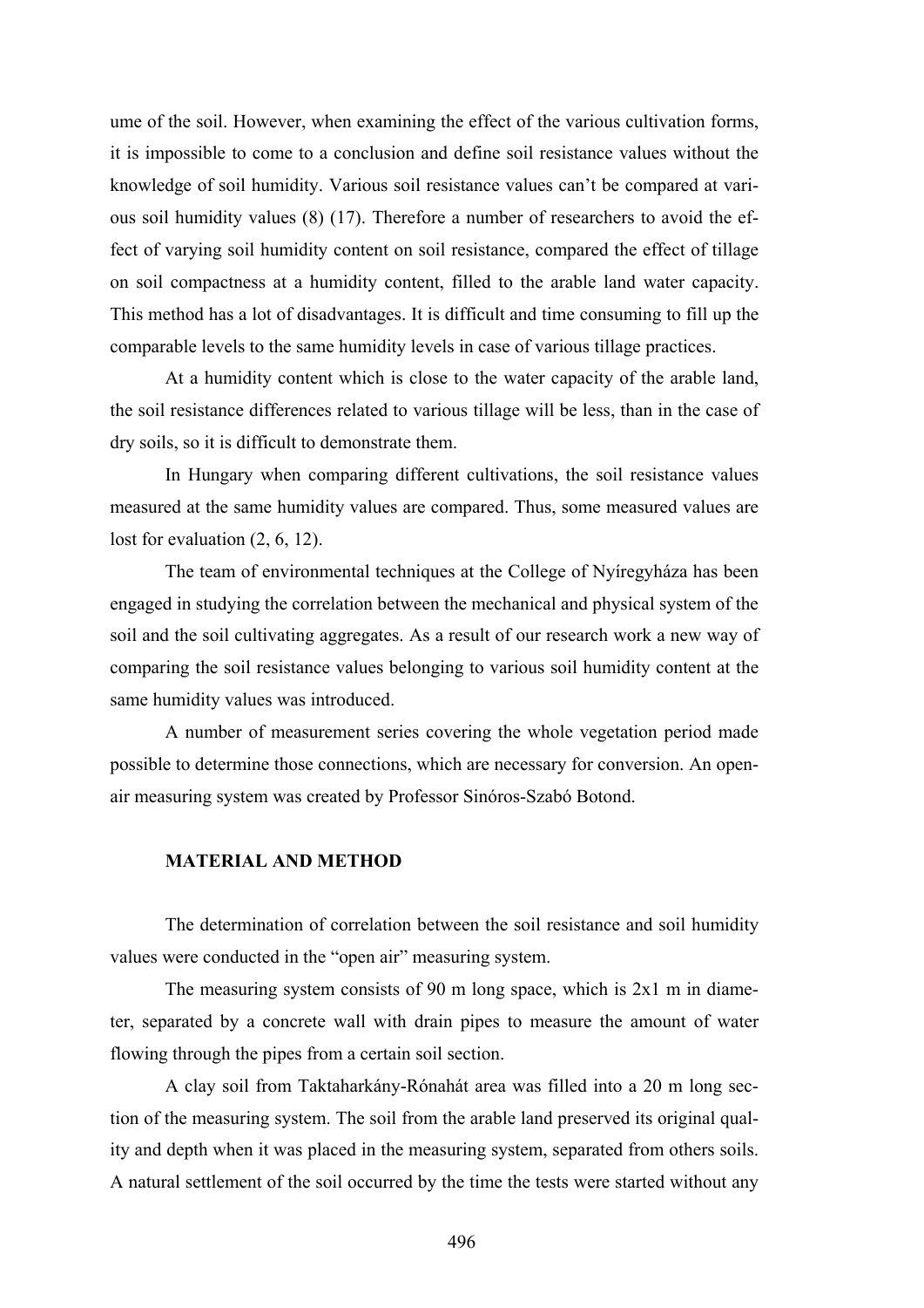ume of the soil. However, when examining the effect of the various cultivation forms, it is impossible to come to a conclusion and define soil resistance values without the knowledge of soil humidity. Various soil resistance values can't be compared at various soil humidity values (8) (17). Therefore a number of researchers to avoid the effect of varying soil humidity content on soil resistance, compared the effect of tillage on soil compactness at a humidity content, filled to the arable land water capacity. This method has a lot of disadvantages. It is difficult and time consuming to fill up the comparable levels to the same humidity levels in case of various tillage practices.

At a humidity content which is close to the water capacity of the arable land, the soil resistance differences related to various tillage will be less, than in the case of dry soils, so it is difficult to demonstrate them.

In Hungary when comparing different cultivations, the soil resistance values measured at the same humidity values are compared. Thus, some measured values are lost for evaluation (2, 6, 12).

The team of environmental techniques at the College of Nyíregyháza has been engaged in studying the correlation between the mechanical and physical system of the soil and the soil cultivating aggregates. As a result of our research work a new way of comparing the soil resistance values belonging to various soil humidity content at the same humidity values was introduced.

A number of measurement series covering the whole vegetation period made possible to determine those connections, which are necessary for conversion. An open-air measuring system was created by Professor Sinóros-Szabó Botond.

## MATERIAL AND METHOD

The determination of correlation between the soil resistance and soil humidity values were conducted in the "open air" measuring system.

The measuring system consists of 90 m long space, which is 2x1 m in diameter, separated by a concrete wall with drain pipes to measure the amount of water flowing through the pipes from a certain soil section.

A clay soil from Taktaharkány-Rónahát area was filled into a 20 m long section of the measuring system. The soil from the arable land preserved its original quality and depth when it was placed in the measuring system, separated from others soils. A natural settlement of the soil occurred by the time the tests were started without any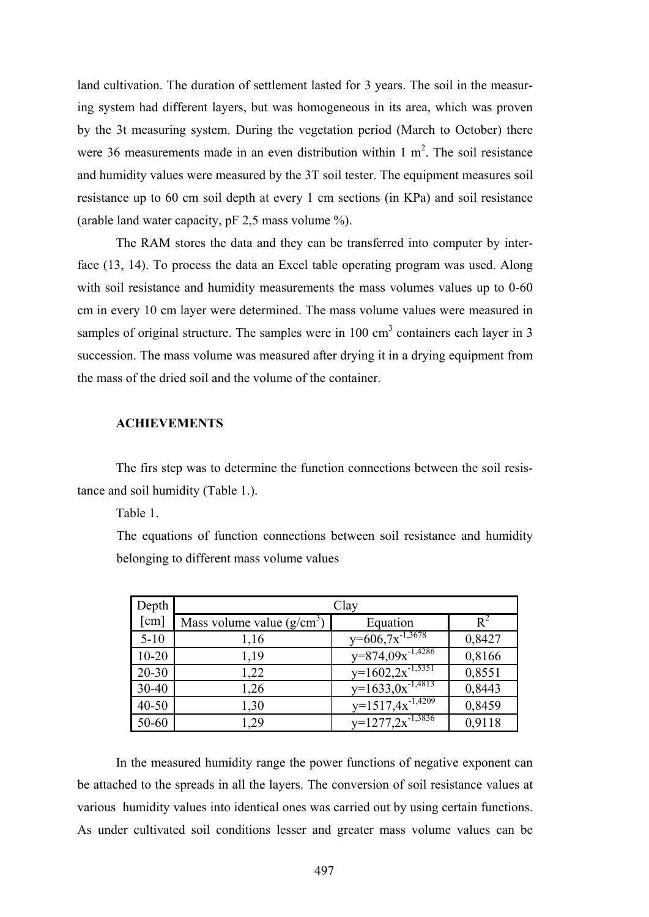land cultivation. The duration of settlement lasted for 3 years. The soil in the measuring system had different layers, but was homogeneous in its area, which was proven by the 3t measuring system. During the vegetation period (March to October) there were 36 measurements made in an even distribution within 1 $m^2$. The soil resistance and humidity values were measured by the 3T soil tester. The equipment measures soil resistance up to 60 cm soil depth at every 1 cm sections (in KPa) and soil resistance (arable land water capacity, pF 2,5 mass volume %).

The RAM stores the data and they can be transferred into computer by interface (13, 14). To process the data an Excel table operating program was used. Along with soil resistance and humidity measurements the mass volumes values up to 0-60 cm in every 10 cm layer were determined. The mass volume values were measured in samples of original structure. The samples were in 100 $cm^3$ containers each layer in 3 succession. The mass volume was measured after drying it in a drying equipment from the mass of the dried soil and the volume of the container.

**ACHIEVEMENTS**

The firs step was to determine the function connections between the soil resistance and soil humidity (Table 1.).

Table 1.

The equations of function connections between soil resistance and humidity belonging to different mass volume values

| Depth [cm] | Clay | | |
|---|---|---|---|
| | Mass volume value ($g/cm^3$) | Equation | $R^2$ |
| 5-10 | 1,16 | $y=606{,}7x^{-1{,}3678}$ | 0,8427 |
| 10-20 | 1,19 | $y=874{,}09x^{-1{,}4286}$ | 0,8166 |
| 20-30 | 1,22 | $y=1602{,}2x^{-1{,}5351}$ | 0,8551 |
| 30-40 | 1,26 | $y=1633{,}0x^{-1{,}4813}$ | 0,8443 |
| 40-50 | 1,30 | $y=1517{,}4x^{-1{,}4209}$ | 0,8459 |
| 50-60 | 1,29 | $y=1277{,}2x^{-1{,}3836}$ | 0,9118 |

In the measured humidity range the power functions of negative exponent can be attached to the spreads in all the layers. The conversion of soil resistance values at various humidity values into identical ones was carried out by using certain functions. As under cultivated soil conditions lesser and greater mass volume values can be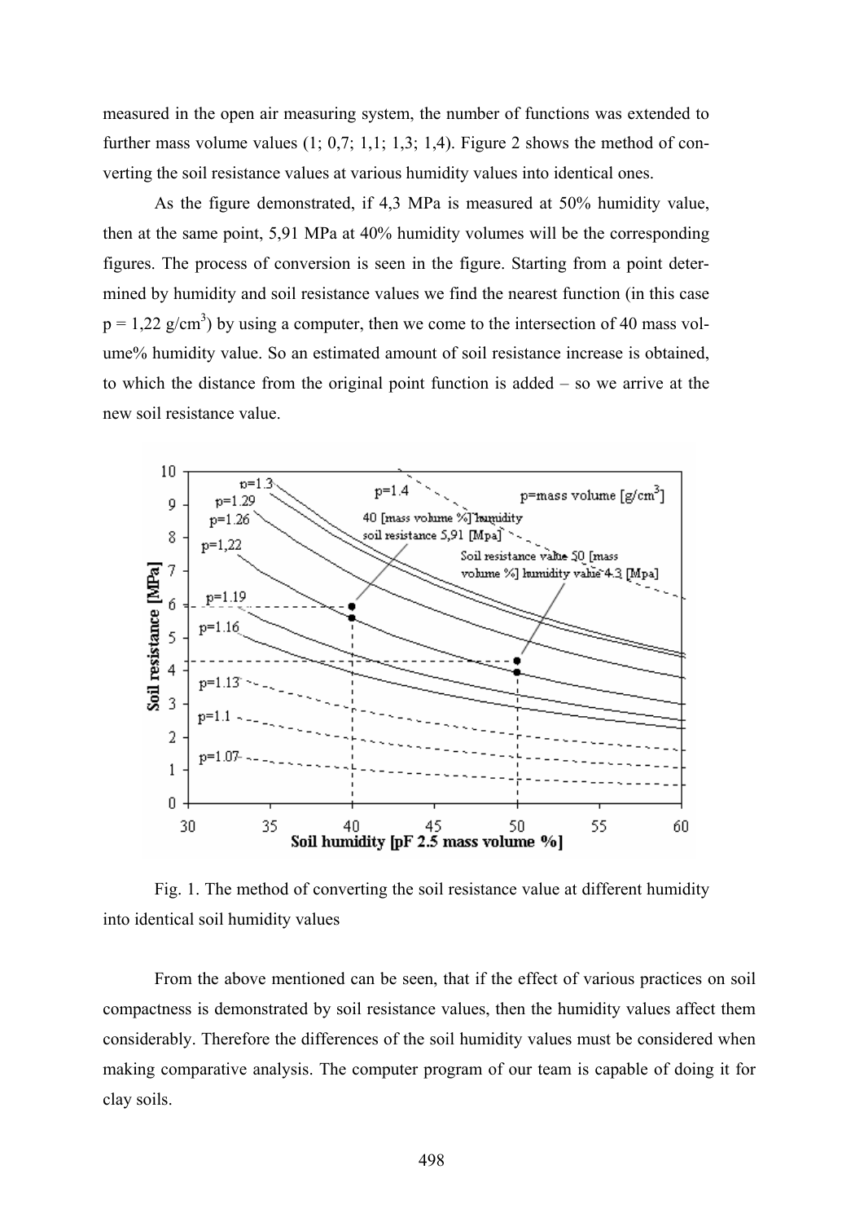measured in the open air measuring system, the number of functions was extended to further mass volume values (1; 0,7; 1,1; 1,3; 1,4). Figure 2 shows the method of converting the soil resistance values at various humidity values into identical ones.

As the figure demonstrated, if 4,3 MPa is measured at 50% humidity value, then at the same point, 5,91 MPa at 40% humidity volumes will be the corresponding figures. The process of conversion is seen in the figure. Starting from a point determined by humidity and soil resistance values we find the nearest function (in this case p = 1,22 g/cm$^3$) by using a computer, then we come to the intersection of 40 mass volume% humidity value. So an estimated amount of soil resistance increase is obtained, to which the distance from the original point function is added – so we arrive at the new soil resistance value.

Fig. 1. The method of converting the soil resistance value at different humidity into identical soil humidity values

From the above mentioned can be seen, that if the effect of various practices on soil compactness is demonstrated by soil resistance values, then the humidity values affect them considerably. Therefore the differences of the soil humidity values must be considered when making comparative analysis. The computer program of our team is capable of doing it for clay soils.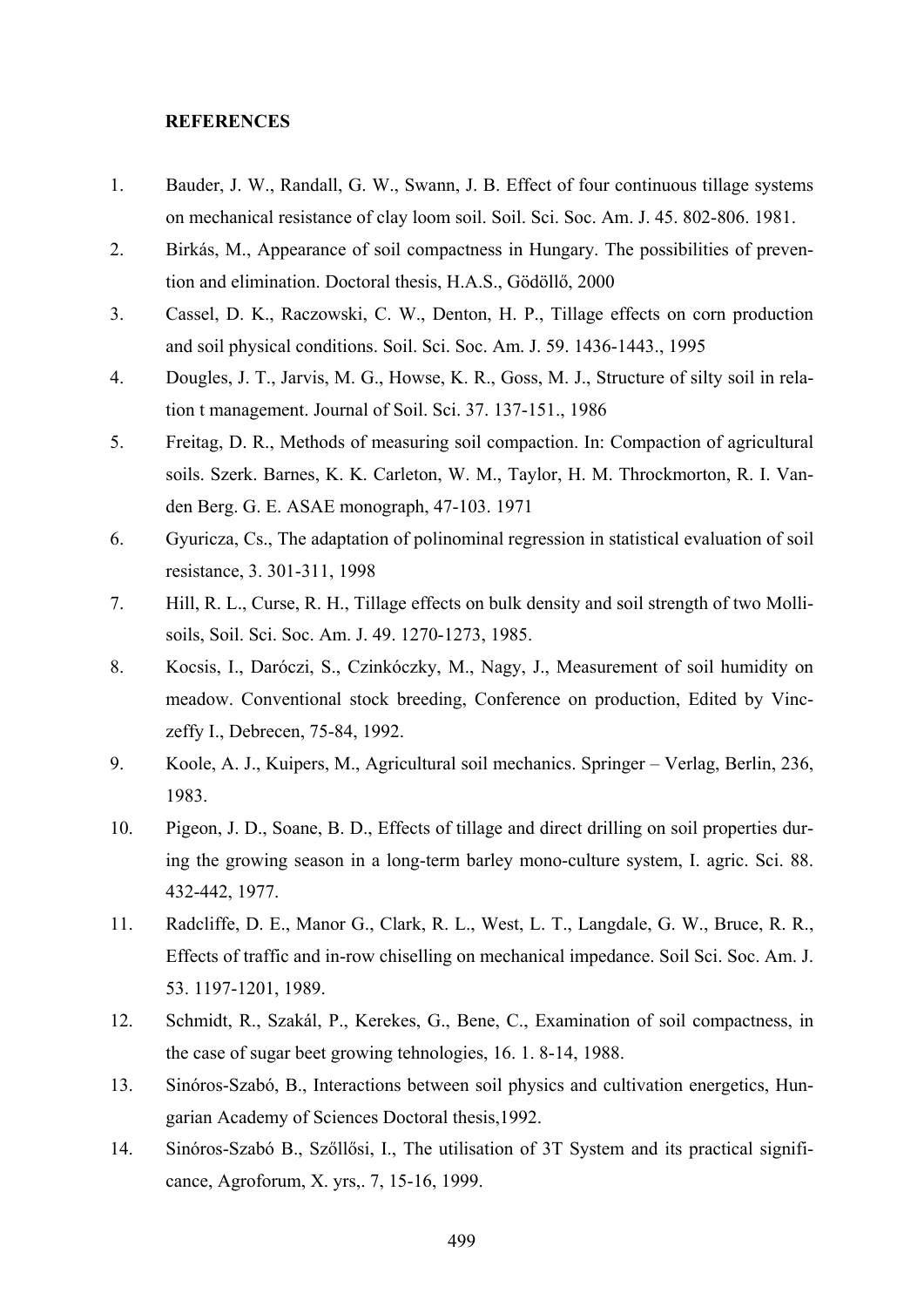**REFERENCES**

1. Bauder, J. W., Randall, G. W., Swann, J. B. Effect of four continuous tillage systems on mechanical resistance of clay loom soil. Soil. Sci. Soc. Am. J. 45. 802-806. 1981.
2. Birkás, M., Appearance of soil compactness in Hungary. The possibilities of prevention and elimination. Doctoral thesis, H.A.S., Gödöllő, 2000
3. Cassel, D. K., Raczowski, C. W., Denton, H. P., Tillage effects on corn production and soil physical conditions. Soil. Sci. Soc. Am. J. 59. 1436-1443., 1995
4. Dougles, J. T., Jarvis, M. G., Howse, K. R., Goss, M. J., Structure of silty soil in relation t management. Journal of Soil. Sci. 37. 137-151., 1986
5. Freitag, D. R., Methods of measuring soil compaction. In: Compaction of agricultural soils. Szerk. Barnes, K. K. Carleton, W. M., Taylor, H. M. Throckmorton, R. I. Vanden Berg. G. E. ASAE monograph, 47-103. 1971
6. Gyuricza, Cs., The adaptation of polinominal regression in statistical evaluation of soil resistance, 3. 301-311, 1998
7. Hill, R. L., Curse, R. H., Tillage effects on bulk density and soil strength of two Mollisoils, Soil. Sci. Soc. Am. J. 49. 1270-1273, 1985.
8. Kocsis, I., Daróczi, S., Czinkóczky, M., Nagy, J., Measurement of soil humidity on meadow. Conventional stock breeding, Conference on production, Edited by Vinczeffy I., Debrecen, 75-84, 1992.
9. Koole, A. J., Kuipers, M., Agricultural soil mechanics. Springer – Verlag, Berlin, 236, 1983.
10. Pigeon, J. D., Soane, B. D., Effects of tillage and direct drilling on soil properties during the growing season in a long-term barley mono-culture system, I. agric. Sci. 88. 432-442, 1977.
11. Radcliffe, D. E., Manor G., Clark, R. L., West, L. T., Langdale, G. W., Bruce, R. R., Effects of traffic and in-row chiselling on mechanical impedance. Soil Sci. Soc. Am. J. 53. 1197-1201, 1989.
12. Schmidt, R., Szakál, P., Kerekes, G., Bene, C., Examination of soil compactness, in the case of sugar beet growing tehnologies, 16. 1. 8-14, 1988.
13. Sinóros-Szabó, B., Interactions between soil physics and cultivation energetics, Hungarian Academy of Sciences Doctoral thesis,1992.
14. Sinóros-Szabó B., Szőllősi, I., The utilisation of 3T System and its practical significance, Agroforum, X. yrs,. 7, 15-16, 1999.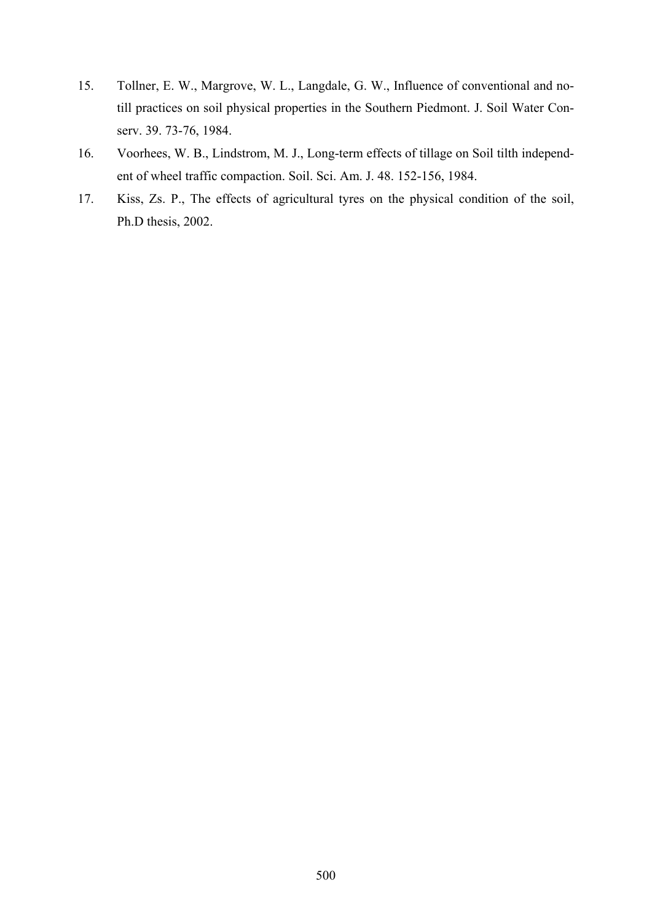15. Tollner, E. W., Margrove, W. L., Langdale, G. W., Influence of conventional and no-till practices on soil physical properties in the Southern Piedmont. J. Soil Water Conserv. 39. 73-76, 1984.
16. Voorhees, W. B., Lindstrom, M. J., Long-term effects of tillage on Soil tilth independent of wheel traffic compaction. Soil. Sci. Am. J. 48. 152-156, 1984.
17. Kiss, Zs. P., The effects of agricultural tyres on the physical condition of the soil, Ph.D thesis, 2002.